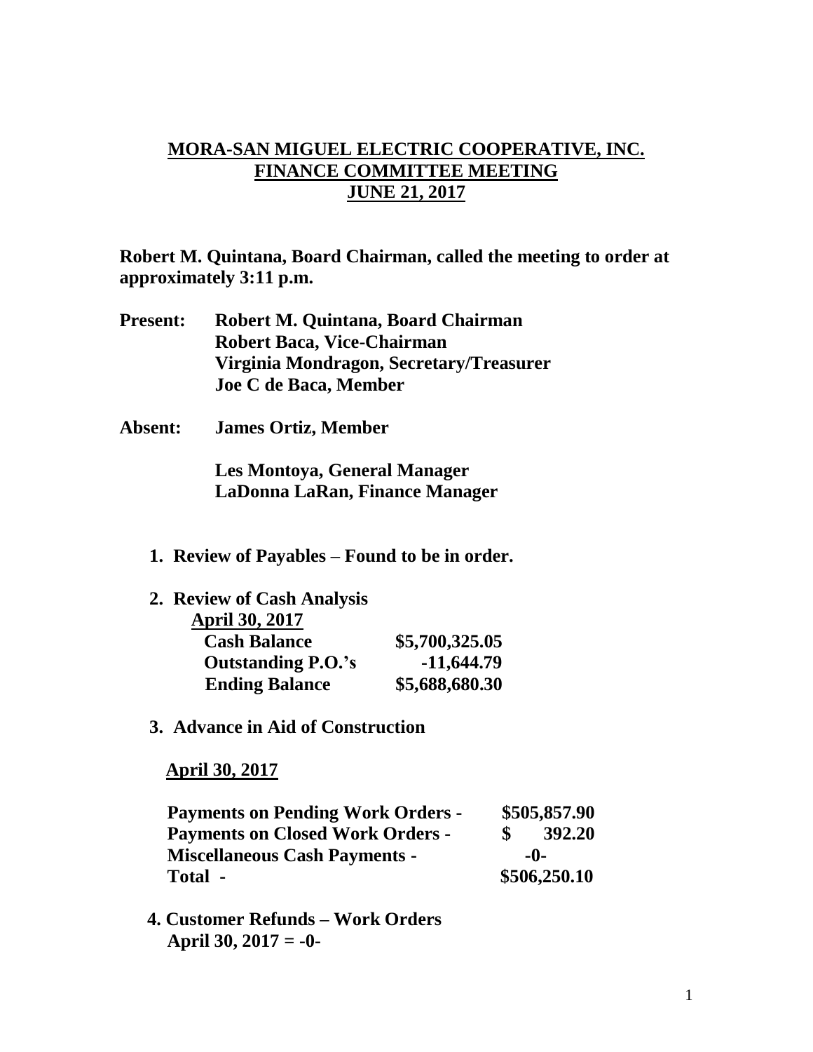# MORA-SAN MIGUEL ELECTRIC COOPERATIVE, INC.
## FINANCE COMMITTEE MEETING
## JUNE 21, 2017

**Robert M. Quintana, Board Chairman, called the meeting to order at approximately 3:11 p.m.**

**Present:** **Robert M. Quintana, Board Chairman**
**Robert Baca, Vice-Chairman**
**Virginia Mondragon, Secretary/Treasurer**
**Joe C de Baca, Member**

**Absent:** **James Ortiz, Member**

**Les Montoya, General Manager**
**LaDonna LaRan, Finance Manager**

1. **Review of Payables – Found to be in order.**

2. **Review of Cash Analysis**

   **April 30, 2017**

| | |
|---|---|
| **Cash Balance** | **$5,700,325.05** |
| **Outstanding P.O.'s** | **-11,644.79** |
| **Ending Balance** | **$5,688,680.30** |

3. **Advance in Aid of Construction**

   **April 30, 2017**

| | |
|---|---|
| **Payments on Pending Work Orders -** | **$505,857.90** |
| **Payments on Closed Work Orders -** | **$ 392.20** |
| **Miscellaneous Cash Payments -** | **-0-** |
| **Total -** | **$506,250.10** |

4. **Customer Refunds – Work Orders**
   **April 30, 2017 = -0-**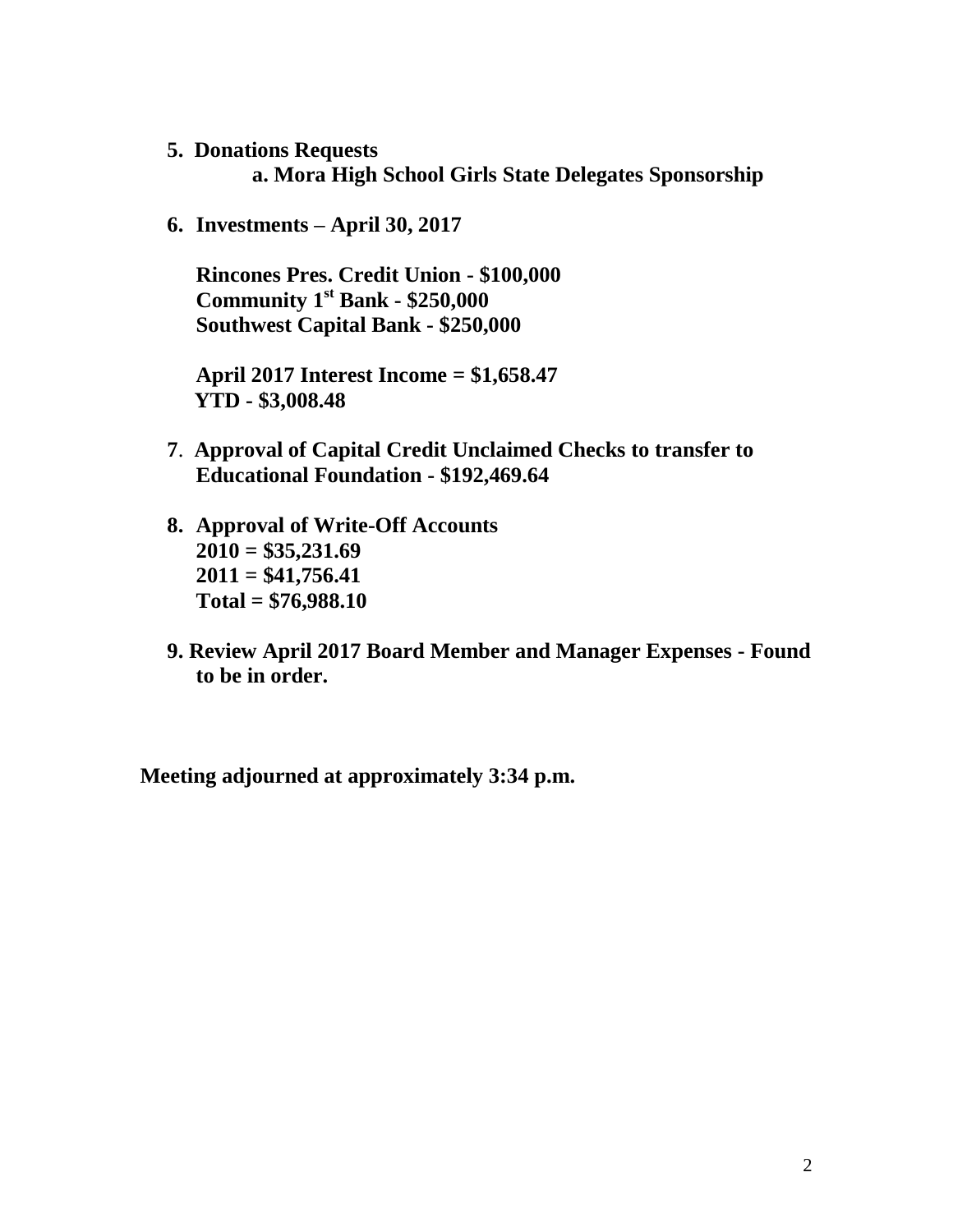**5. Donations Requests**

**a. Mora High School Girls State Delegates Sponsorship**

**6. Investments – April 30, 2017**

**Rincones Pres. Credit Union - $100,000**
**Community 1st Bank - $250,000**
**Southwest Capital Bank - $250,000**

**April 2017 Interest Income = $1,658.47**
**YTD - $3,008.48**

**7. Approval of Capital Credit Unclaimed Checks to transfer to Educational Foundation - $192,469.64**

**8. Approval of Write-Off Accounts**
**2010 = $35,231.69**
**2011 = $41,756.41**
**Total = $76,988.10**

**9. Review April 2017 Board Member and Manager Expenses - Found to be in order.**

**Meeting adjourned at approximately 3:34 p.m.**